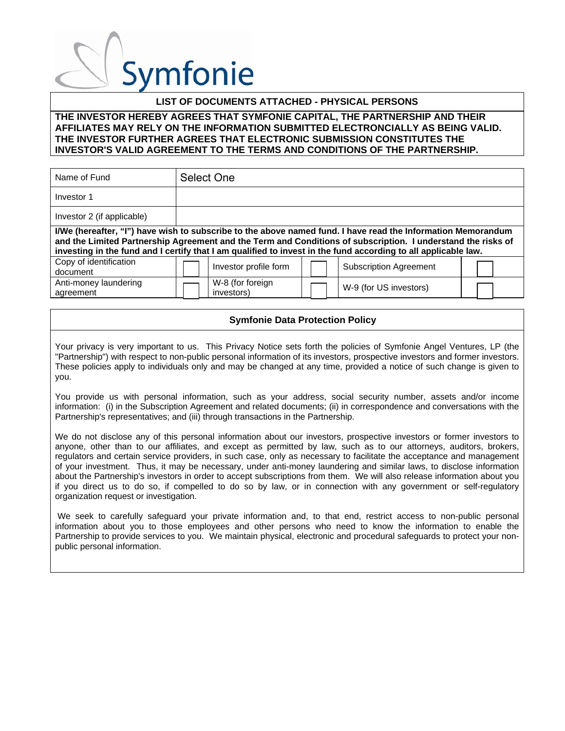Symfonie

## LIST OF DOCUMENTS ATTACHED - PHYSICAL PERSONS

**THE INVESTOR HEREBY AGREES THAT SYMFONIE CAPITAL, THE PARTNERSHIP AND THEIR AFFILIATES MAY RELY ON THE INFORMATION SUBMITTED ELECTRONCIALLY AS BEING VALID. THE INVESTOR FURTHER AGREES THAT ELECTRONIC SUBMISSION CONSTITUTES THE INVESTOR'S VALID AGREEMENT TO THE TERMS AND CONDITIONS OF THE PARTNERSHIP.**

| Name of Fund | Select One |
|---|---|
| Investor 1 | |
| Investor 2 (if applicable) | |

**I/We (hereafter, "I") have wish to subscribe to the above named fund. I have read the Information Memorandum and the Limited Partnership Agreement and the Term and Conditions of subscription. I understand the risks of investing in the fund and I certify that I am qualified to invest in the fund according to all applicable law.**

| Document | ☐ | Document | ☐ | Document | ☐ |
|---|---|---|---|---|---|
| Copy of identification document | ☐ | Investor profile form | ☐ | Subscription Agreement | ☐ |
| Anti-money laundering agreement | ☐ | W-8 (for foreign investors) | ☐ | W-9 (for US investors) | ☐ |

### Symfonie Data Protection Policy

Your privacy is very important to us. This Privacy Notice sets forth the policies of Symfonie Angel Ventures, LP (the "Partnership") with respect to non-public personal information of its investors, prospective investors and former investors. These policies apply to individuals only and may be changed at any time, provided a notice of such change is given to you.

You provide us with personal information, such as your address, social security number, assets and/or income information: (i) in the Subscription Agreement and related documents; (ii) in correspondence and conversations with the Partnership's representatives; and (iii) through transactions in the Partnership.

We do not disclose any of this personal information about our investors, prospective investors or former investors to anyone, other than to our affiliates, and except as permitted by law, such as to our attorneys, auditors, brokers, regulators and certain service providers, in such case, only as necessary to facilitate the acceptance and management of your investment. Thus, it may be necessary, under anti-money laundering and similar laws, to disclose information about the Partnership's investors in order to accept subscriptions from them. We will also release information about you if you direct us to do so, if compelled to do so by law, or in connection with any government or self-regulatory organization request or investigation.

We seek to carefully safeguard your private information and, to that end, restrict access to non-public personal information about you to those employees and other persons who need to know the information to enable the Partnership to provide services to you. We maintain physical, electronic and procedural safeguards to protect your non-public personal information.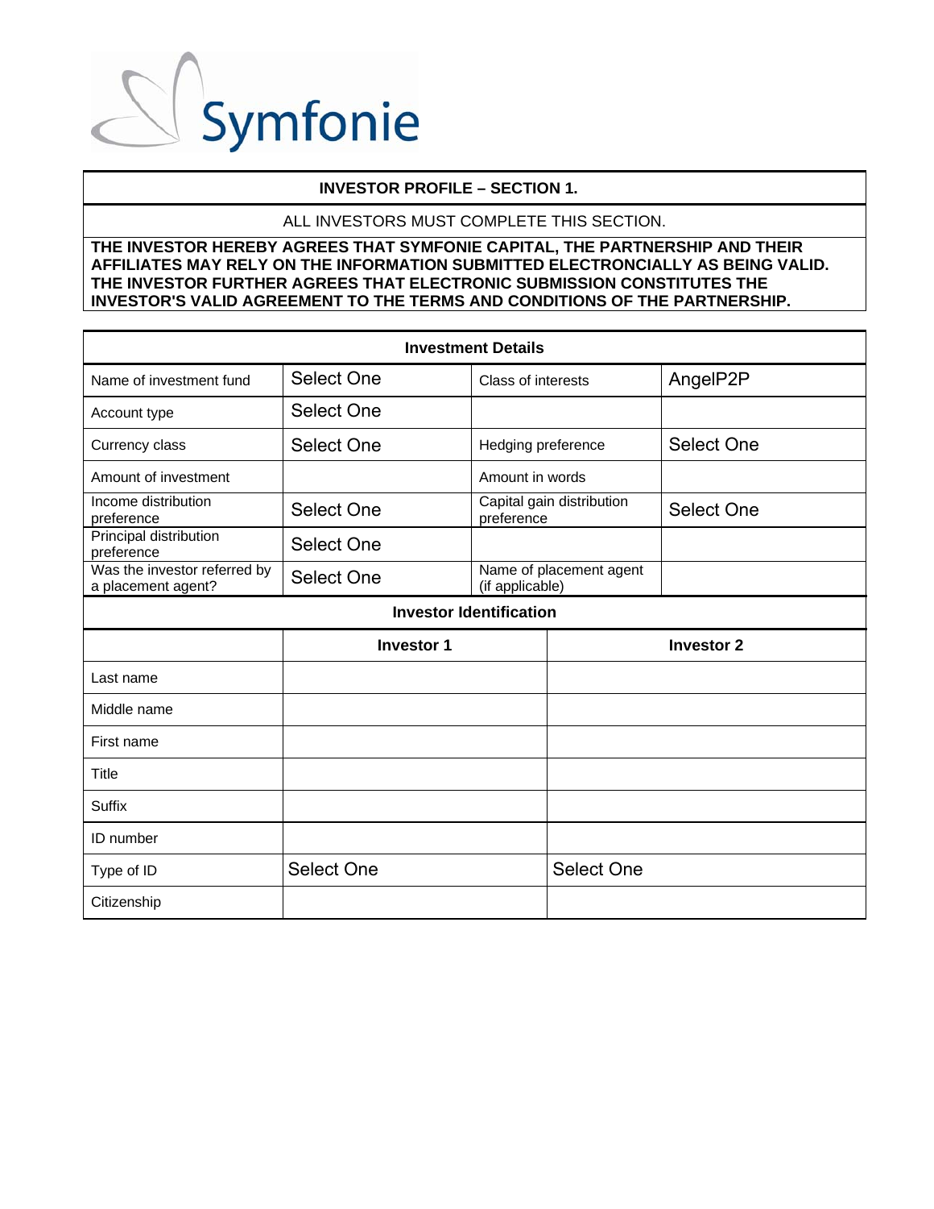Symfonie

| INVESTOR PROFILE – SECTION 1. |
|---|
| ALL INVESTORS MUST COMPLETE THIS SECTION. |
| **THE INVESTOR HEREBY AGREES THAT SYMFONIE CAPITAL, THE PARTNERSHIP AND THEIR AFFILIATES MAY RELY ON THE INFORMATION SUBMITTED ELECTRONCIALLY AS BEING VALID. THE INVESTOR FURTHER AGREES THAT ELECTRONIC SUBMISSION CONSTITUTES THE INVESTOR'S VALID AGREEMENT TO THE TERMS AND CONDITIONS OF THE PARTNERSHIP.** |

| **Investment Details** | | | |
|---|---|---|---|
| Name of investment fund | Select One | Class of interests | AngelP2P |
| Account type | Select One | | |
| Currency class | Select One | Hedging preference | Select One |
| Amount of investment | | Amount in words | |
| Income distribution preference | Select One | Capital gain distribution preference | Select One |
| Principal distribution preference | Select One | | |
| Was the investor referred by a placement agent? | Select One | Name of placement agent (if applicable) | |

| **Investor Identification** | | |
|---|---|---|
| | **Investor 1** | **Investor 2** |
| Last name | | |
| Middle name | | |
| First name | | |
| Title | | |
| Suffix | | |
| ID number | | |
| Type of ID | Select One | Select One |
| Citizenship | | |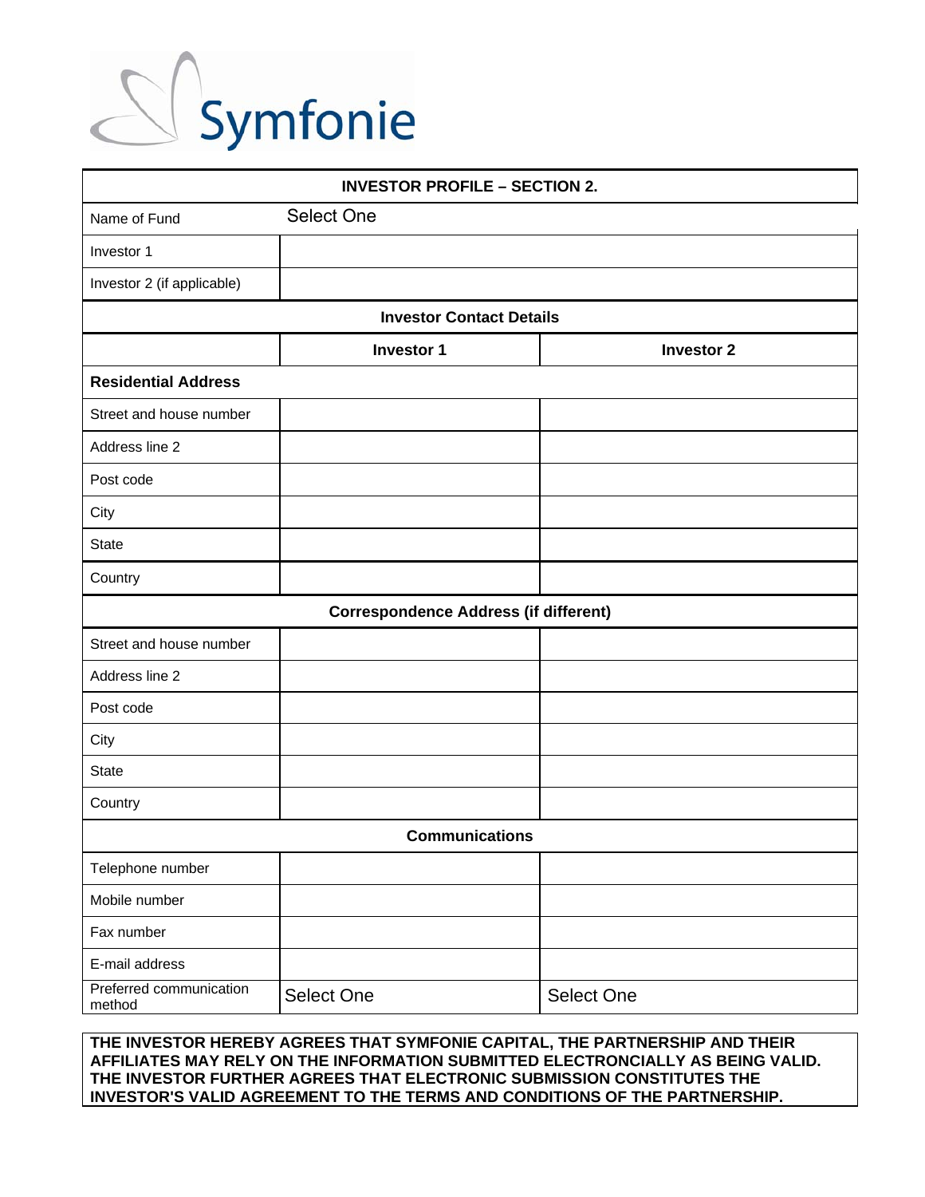Symfonie

| INVESTOR PROFILE – SECTION 2. | | |
|---|---|---|
| Name of Fund | Select One | |
| Investor 1 | | |
| Investor 2 (if applicable) | | |
| **Investor Contact Details** | | |
| | **Investor 1** | **Investor 2** |
| **Residential Address** | | |
| Street and house number | | |
| Address line 2 | | |
| Post code | | |
| City | | |
| State | | |
| Country | | |
| **Correspondence Address (if different)** | | |
| Street and house number | | |
| Address line 2 | | |
| Post code | | |
| City | | |
| State | | |
| Country | | |
| **Communications** | | |
| Telephone number | | |
| Mobile number | | |
| Fax number | | |
| E-mail address | | |
| Preferred communication method | Select One | Select One |

**THE INVESTOR HEREBY AGREES THAT SYMFONIE CAPITAL, THE PARTNERSHIP AND THEIR AFFILIATES MAY RELY ON THE INFORMATION SUBMITTED ELECTRONCIALLY AS BEING VALID. THE INVESTOR FURTHER AGREES THAT ELECTRONIC SUBMISSION CONSTITUTES THE INVESTOR'S VALID AGREEMENT TO THE TERMS AND CONDITIONS OF THE PARTNERSHIP.**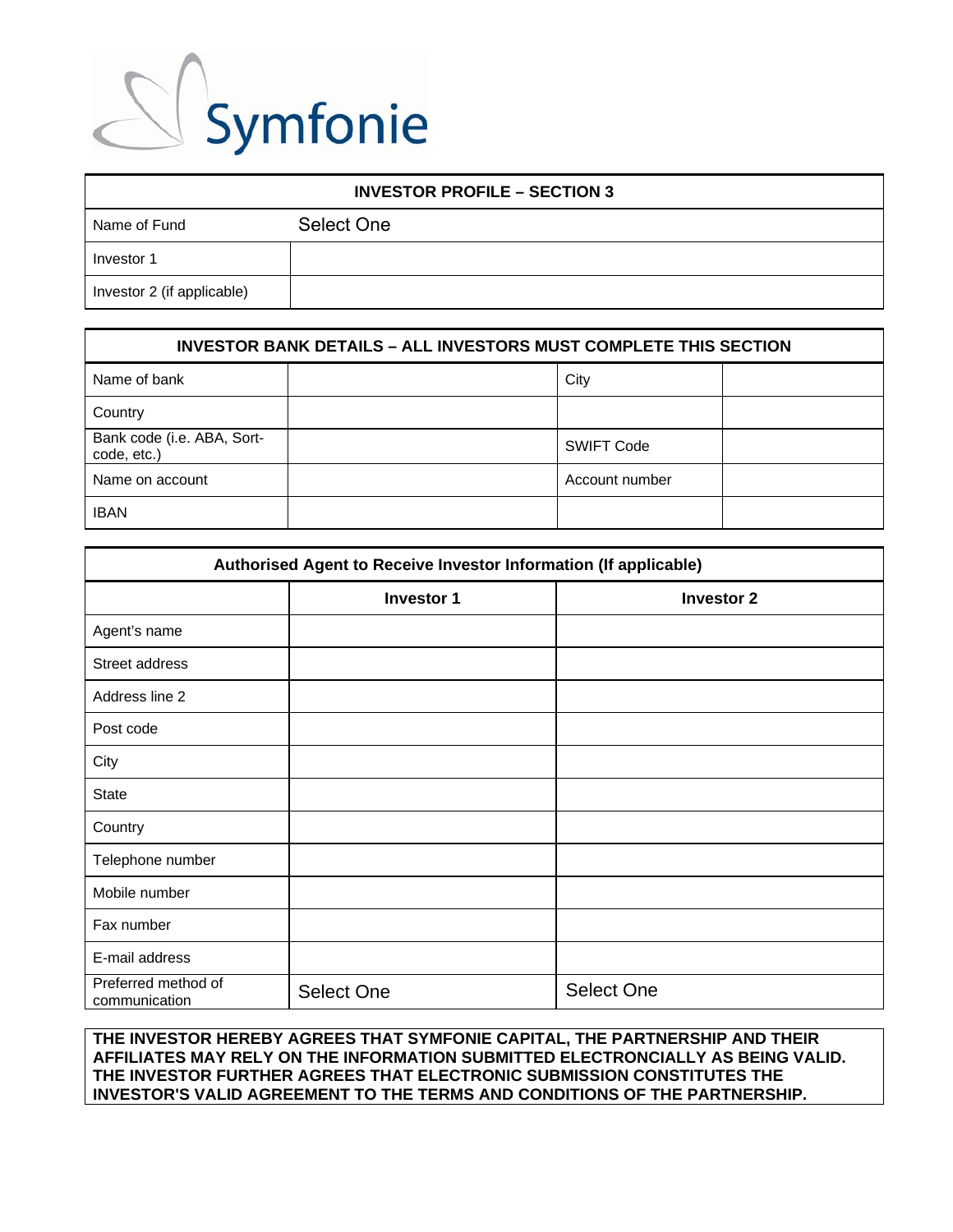Symfonie

| INVESTOR PROFILE – SECTION 3 | |
|---|---|
| Name of Fund | Select One |
| Investor 1 | |
| Investor 2 (if applicable) | |

| INVESTOR BANK DETAILS – ALL INVESTORS MUST COMPLETE THIS SECTION | | | |
|---|---|---|---|
| Name of bank | | City | |
| Country | | | |
| Bank code (i.e. ABA, Sort-code, etc.) | | SWIFT Code | |
| Name on account | | Account number | |
| IBAN | | | |

| Authorised Agent to Receive Investor Information (If applicable) | | |
|---|---|---|
| | **Investor 1** | **Investor 2** |
| Agent's name | | |
| Street address | | |
| Address line 2 | | |
| Post code | | |
| City | | |
| State | | |
| Country | | |
| Telephone number | | |
| Mobile number | | |
| Fax number | | |
| E-mail address | | |
| Preferred method of communication | Select One | Select One |

**THE INVESTOR HEREBY AGREES THAT SYMFONIE CAPITAL, THE PARTNERSHIP AND THEIR AFFILIATES MAY RELY ON THE INFORMATION SUBMITTED ELECTRONCIALLY AS BEING VALID. THE INVESTOR FURTHER AGREES THAT ELECTRONIC SUBMISSION CONSTITUTES THE INVESTOR'S VALID AGREEMENT TO THE TERMS AND CONDITIONS OF THE PARTNERSHIP.**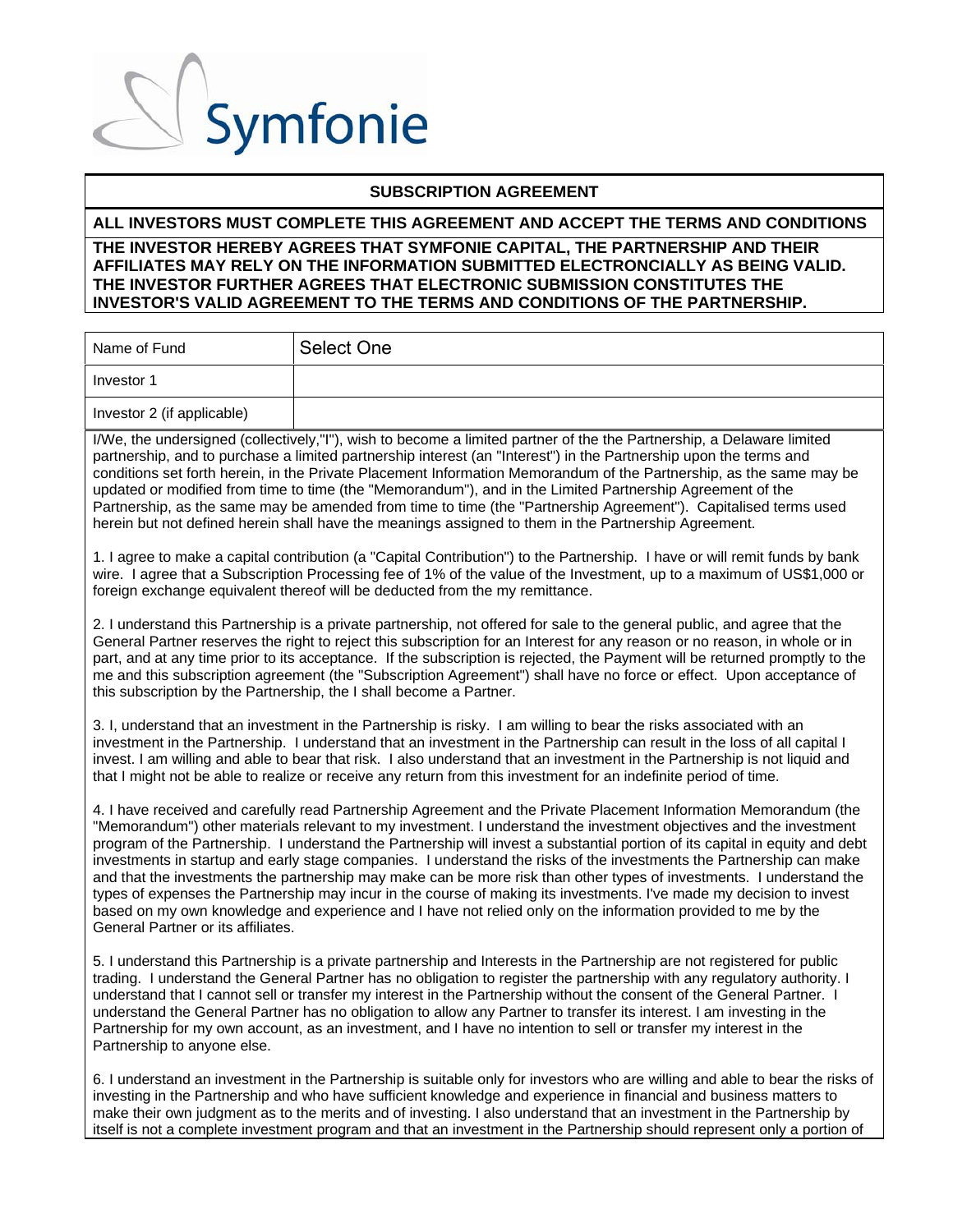Symfonie

## SUBSCRIPTION AGREEMENT

**ALL INVESTORS MUST COMPLETE THIS AGREEMENT AND ACCEPT THE TERMS AND CONDITIONS**

**THE INVESTOR HEREBY AGREES THAT SYMFONIE CAPITAL, THE PARTNERSHIP AND THEIR AFFILIATES MAY RELY ON THE INFORMATION SUBMITTED ELECTRONCIALLY AS BEING VALID. THE INVESTOR FURTHER AGREES THAT ELECTRONIC SUBMISSION CONSTITUTES THE INVESTOR'S VALID AGREEMENT TO THE TERMS AND CONDITIONS OF THE PARTNERSHIP.**

| Name of Fund | Select One |
|---|---|
| Investor 1 | |
| Investor 2 (if applicable) | |

I/We, the undersigned (collectively,"I"), wish to become a limited partner of the the Partnership, a Delaware limited partnership, and to purchase a limited partnership interest (an "Interest") in the Partnership upon the terms and conditions set forth herein, in the Private Placement Information Memorandum of the Partnership, as the same may be updated or modified from time to time (the "Memorandum"), and in the Limited Partnership Agreement of the Partnership, as the same may be amended from time to time (the "Partnership Agreement"). Capitalised terms used herein but not defined herein shall have the meanings assigned to them in the Partnership Agreement.

1. I agree to make a capital contribution (a "Capital Contribution") to the Partnership. I have or will remit funds by bank wire. I agree that a Subscription Processing fee of 1% of the value of the Investment, up to a maximum of US$1,000 or foreign exchange equivalent thereof will be deducted from the my remittance.

2. I understand this Partnership is a private partnership, not offered for sale to the general public, and agree that the General Partner reserves the right to reject this subscription for an Interest for any reason or no reason, in whole or in part, and at any time prior to its acceptance. If the subscription is rejected, the Payment will be returned promptly to the me and this subscription agreement (the "Subscription Agreement") shall have no force or effect. Upon acceptance of this subscription by the Partnership, the I shall become a Partner.

3. I, understand that an investment in the Partnership is risky. I am willing to bear the risks associated with an investment in the Partnership. I understand that an investment in the Partnership can result in the loss of all capital I invest. I am willing and able to bear that risk. I also understand that an investment in the Partnership is not liquid and that I might not be able to realize or receive any return from this investment for an indefinite period of time.

4. I have received and carefully read Partnership Agreement and the Private Placement Information Memorandum (the "Memorandum") other materials relevant to my investment. I understand the investment objectives and the investment program of the Partnership. I understand the Partnership will invest a substantial portion of its capital in equity and debt investments in startup and early stage companies. I understand the risks of the investments the Partnership can make and that the investments the partnership may make can be more risk than other types of investments. I understand the types of expenses the Partnership may incur in the course of making its investments. I've made my decision to invest based on my own knowledge and experience and I have not relied only on the information provided to me by the General Partner or its affiliates.

5. I understand this Partnership is a private partnership and Interests in the Partnership are not registered for public trading. I understand the General Partner has no obligation to register the partnership with any regulatory authority. I understand that I cannot sell or transfer my interest in the Partnership without the consent of the General Partner. I understand the General Partner has no obligation to allow any Partner to transfer its interest. I am investing in the Partnership for my own account, as an investment, and I have no intention to sell or transfer my interest in the Partnership to anyone else.

6. I understand an investment in the Partnership is suitable only for investors who are willing and able to bear the risks of investing in the Partnership and who have sufficient knowledge and experience in financial and business matters to make their own judgment as to the merits and of investing. I also understand that an investment in the Partnership by itself is not a complete investment program and that an investment in the Partnership should represent only a portion of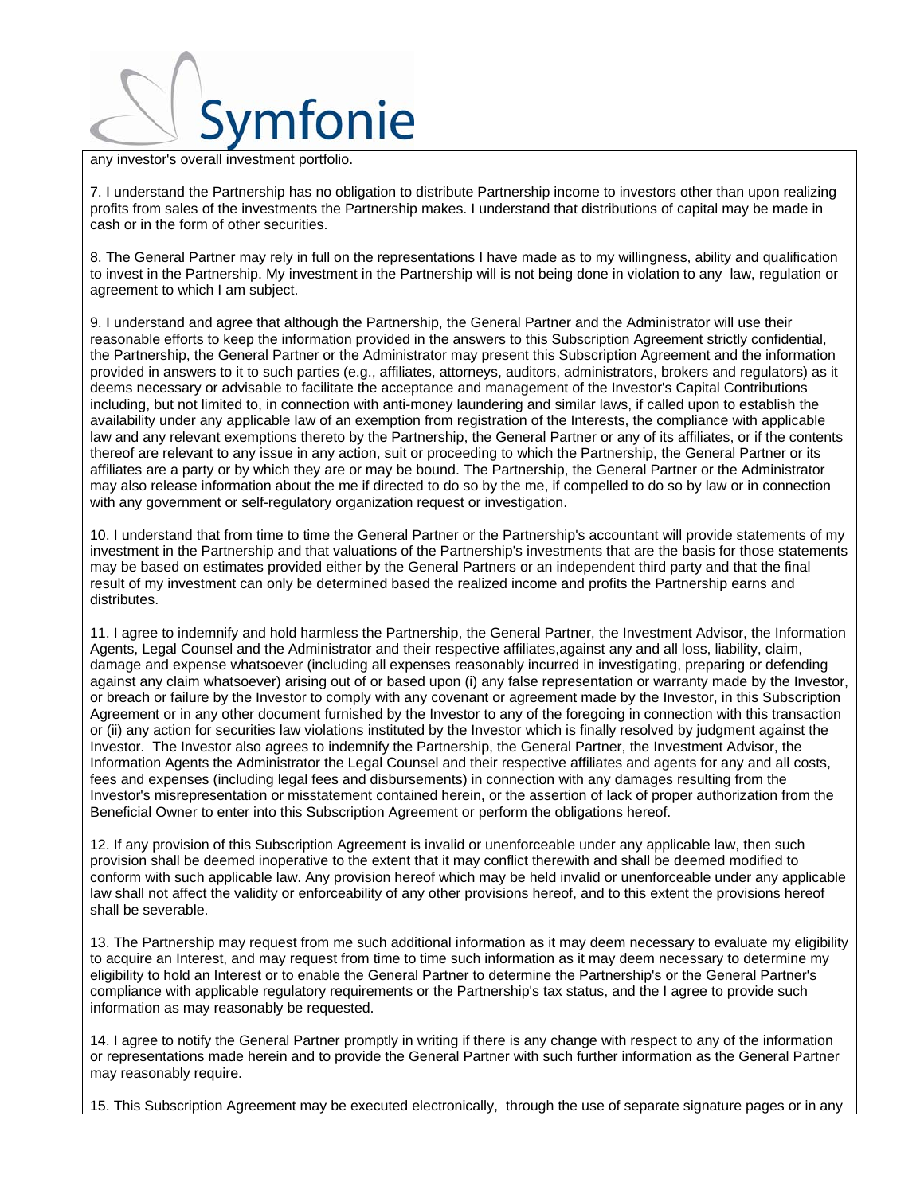any investor's overall investment portfolio.

7. I understand the Partnership has no obligation to distribute Partnership income to investors other than upon realizing profits from sales of the investments the Partnership makes. I understand that distributions of capital may be made in cash or in the form of other securities.

8. The General Partner may rely in full on the representations I have made as to my willingness, ability and qualification to invest in the Partnership. My investment in the Partnership will is not being done in violation to any law, regulation or agreement to which I am subject.

9. I understand and agree that although the Partnership, the General Partner and the Administrator will use their reasonable efforts to keep the information provided in the answers to this Subscription Agreement strictly confidential, the Partnership, the General Partner or the Administrator may present this Subscription Agreement and the information provided in answers to it to such parties (e.g., affiliates, attorneys, auditors, administrators, brokers and regulators) as it deems necessary or advisable to facilitate the acceptance and management of the Investor's Capital Contributions including, but not limited to, in connection with anti-money laundering and similar laws, if called upon to establish the availability under any applicable law of an exemption from registration of the Interests, the compliance with applicable law and any relevant exemptions thereto by the Partnership, the General Partner or any of its affiliates, or if the contents thereof are relevant to any issue in any action, suit or proceeding to which the Partnership, the General Partner or its affiliates are a party or by which they are or may be bound. The Partnership, the General Partner or the Administrator may also release information about the me if directed to do so by the me, if compelled to do so by law or in connection with any government or self-regulatory organization request or investigation.

10. I understand that from time to time the General Partner or the Partnership's accountant will provide statements of my investment in the Partnership and that valuations of the Partnership's investments that are the basis for those statements may be based on estimates provided either by the General Partners or an independent third party and that the final result of my investment can only be determined based the realized income and profits the Partnership earns and distributes.

11. I agree to indemnify and hold harmless the Partnership, the General Partner, the Investment Advisor, the Information Agents, Legal Counsel and the Administrator and their respective affiliates,against any and all loss, liability, claim, damage and expense whatsoever (including all expenses reasonably incurred in investigating, preparing or defending against any claim whatsoever) arising out of or based upon (i) any false representation or warranty made by the Investor, or breach or failure by the Investor to comply with any covenant or agreement made by the Investor, in this Subscription Agreement or in any other document furnished by the Investor to any of the foregoing in connection with this transaction or (ii) any action for securities law violations instituted by the Investor which is finally resolved by judgment against the Investor. The Investor also agrees to indemnify the Partnership, the General Partner, the Investment Advisor, the Information Agents the Administrator the Legal Counsel and their respective affiliates and agents for any and all costs, fees and expenses (including legal fees and disbursements) in connection with any damages resulting from the Investor's misrepresentation or misstatement contained herein, or the assertion of lack of proper authorization from the Beneficial Owner to enter into this Subscription Agreement or perform the obligations hereof.

12. If any provision of this Subscription Agreement is invalid or unenforceable under any applicable law, then such provision shall be deemed inoperative to the extent that it may conflict therewith and shall be deemed modified to conform with such applicable law. Any provision hereof which may be held invalid or unenforceable under any applicable law shall not affect the validity or enforceability of any other provisions hereof, and to this extent the provisions hereof shall be severable.

13. The Partnership may request from me such additional information as it may deem necessary to evaluate my eligibility to acquire an Interest, and may request from time to time such information as it may deem necessary to determine my eligibility to hold an Interest or to enable the General Partner to determine the Partnership's or the General Partner's compliance with applicable regulatory requirements or the Partnership's tax status, and the I agree to provide such information as may reasonably be requested.

14. I agree to notify the General Partner promptly in writing if there is any change with respect to any of the information or representations made herein and to provide the General Partner with such further information as the General Partner may reasonably require.

15. This Subscription Agreement may be executed electronically, through the use of separate signature pages or in any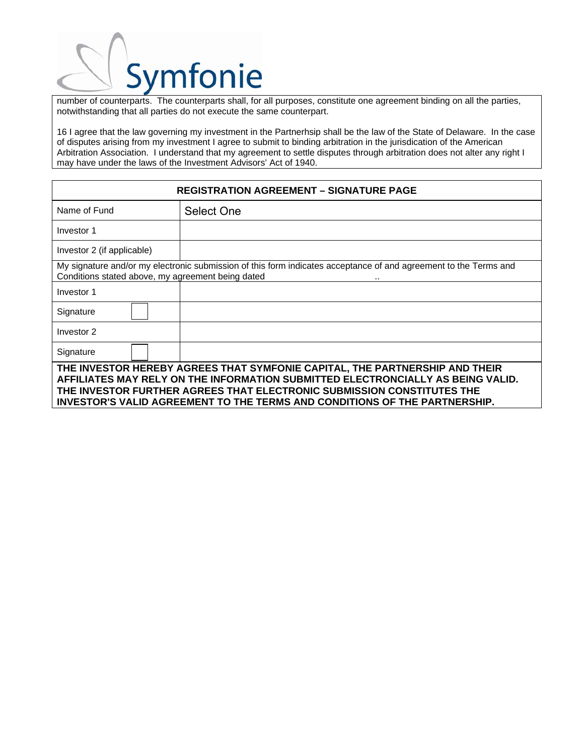number of counterparts. The counterparts shall, for all purposes, constitute one agreement binding on all the parties, notwithstanding that all parties do not execute the same counterpart.

16 I agree that the law governing my investment in the Partnerhsip shall be the law of the State of Delaware. In the case of disputes arising from my investment I agree to submit to binding arbitration in the jurisdication of the American Arbitration Association. I understand that my agreement to settle disputes through arbitration does not alter any right I may have under the laws of the Investment Advisors' Act of 1940.

| REGISTRATION AGREEMENT – SIGNATURE PAGE | |
|---|---|
| Name of Fund | Select One |
| Investor 1 | |
| Investor 2 (if applicable) | |
| My signature and/or my electronic submission of this form indicates acceptance of and agreement to the Terms and Conditions stated above, my agreement being dated .. | |
| Investor 1 | |
| Signature | |
| Investor 2 | |
| Signature | |

**THE INVESTOR HEREBY AGREES THAT SYMFONIE CAPITAL, THE PARTNERSHIP AND THEIR AFFILIATES MAY RELY ON THE INFORMATION SUBMITTED ELECTRONCIALLY AS BEING VALID. THE INVESTOR FURTHER AGREES THAT ELECTRONIC SUBMISSION CONSTITUTES THE INVESTOR'S VALID AGREEMENT TO THE TERMS AND CONDITIONS OF THE PARTNERSHIP.**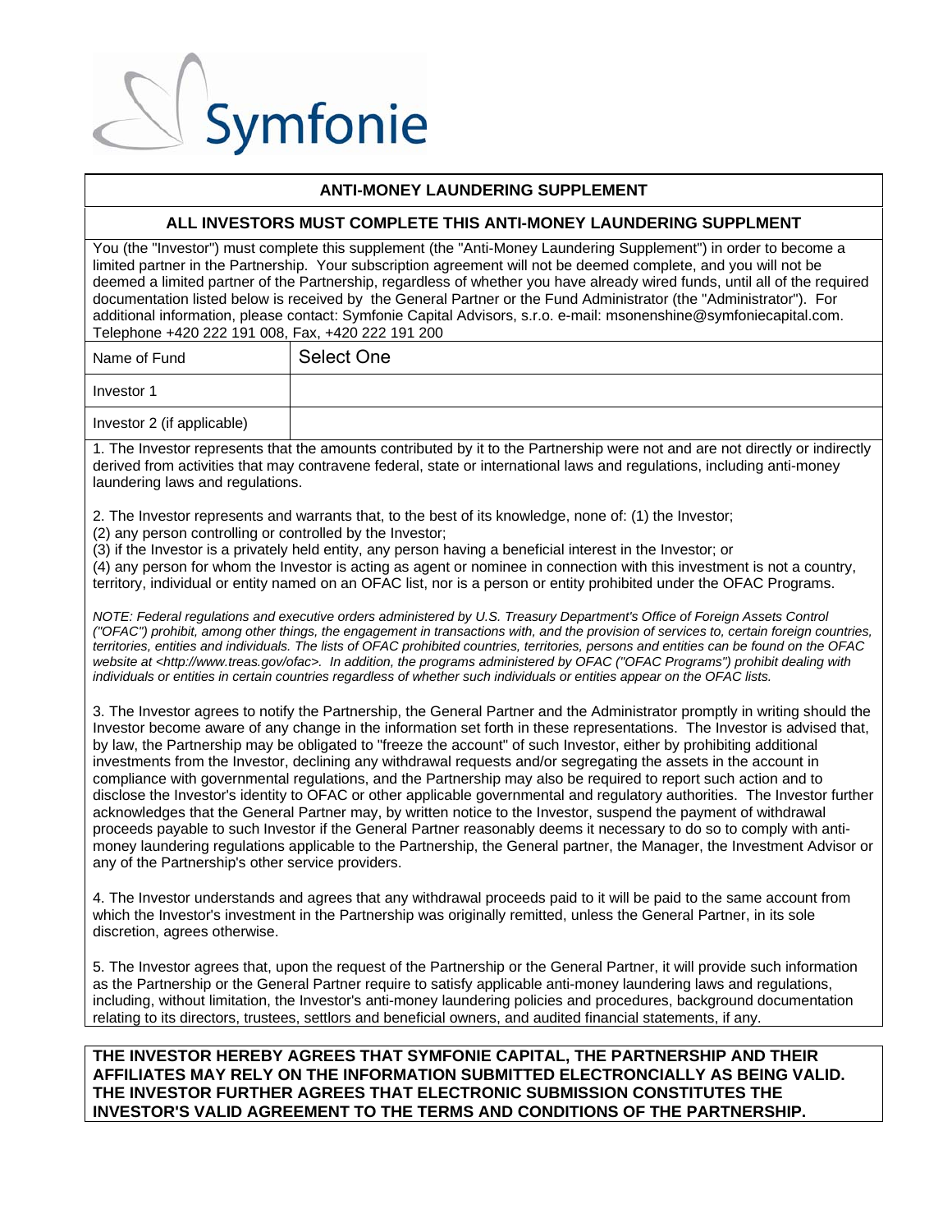Symfonie

## ANTI-MONEY LAUNDERING SUPPLEMENT

### ALL INVESTORS MUST COMPLETE THIS ANTI-MONEY LAUNDERING SUPPLMENT

You (the "Investor") must complete this supplement (the "Anti-Money Laundering Supplement") in order to become a limited partner in the Partnership. Your subscription agreement will not be deemed complete, and you will not be deemed a limited partner of the Partnership, regardless of whether you have already wired funds, until all of the required documentation listed below is received by the General Partner or the Fund Administrator (the "Administrator"). For additional information, please contact: Symfonie Capital Advisors, s.r.o. e-mail: msonenshine@symfoniecapital.com. Telephone +420 222 191 008, Fax, +420 222 191 200

| Name of Fund | Select One |
|---|---|
| Investor 1 | |
| Investor 2 (if applicable) | |

1. The Investor represents that the amounts contributed by it to the Partnership were not and are not directly or indirectly derived from activities that may contravene federal, state or international laws and regulations, including anti-money laundering laws and regulations.

2. The Investor represents and warrants that, to the best of its knowledge, none of: (1) the Investor;
(2) any person controlling or controlled by the Investor;
(3) if the Investor is a privately held entity, any person having a beneficial interest in the Investor; or
(4) any person for whom the Investor is acting as agent or nominee in connection with this investment is not a country, territory, individual or entity named on an OFAC list, nor is a person or entity prohibited under the OFAC Programs.

*NOTE: Federal regulations and executive orders administered by U.S. Treasury Department's Office of Foreign Assets Control ("OFAC") prohibit, among other things, the engagement in transactions with, and the provision of services to, certain foreign countries, territories, entities and individuals. The lists of OFAC prohibited countries, territories, persons and entities can be found on the OFAC website at <http://www.treas.gov/ofac>. In addition, the programs administered by OFAC ("OFAC Programs") prohibit dealing with individuals or entities in certain countries regardless of whether such individuals or entities appear on the OFAC lists.*

3. The Investor agrees to notify the Partnership, the General Partner and the Administrator promptly in writing should the Investor become aware of any change in the information set forth in these representations. The Investor is advised that, by law, the Partnership may be obligated to "freeze the account" of such Investor, either by prohibiting additional investments from the Investor, declining any withdrawal requests and/or segregating the assets in the account in compliance with governmental regulations, and the Partnership may also be required to report such action and to disclose the Investor's identity to OFAC or other applicable governmental and regulatory authorities. The Investor further acknowledges that the General Partner may, by written notice to the Investor, suspend the payment of withdrawal proceeds payable to such Investor if the General Partner reasonably deems it necessary to do so to comply with anti-money laundering regulations applicable to the Partnership, the General partner, the Manager, the Investment Advisor or any of the Partnership's other service providers.

4. The Investor understands and agrees that any withdrawal proceeds paid to it will be paid to the same account from which the Investor's investment in the Partnership was originally remitted, unless the General Partner, in its sole discretion, agrees otherwise.

5. The Investor agrees that, upon the request of the Partnership or the General Partner, it will provide such information as the Partnership or the General Partner require to satisfy applicable anti-money laundering laws and regulations, including, without limitation, the Investor's anti-money laundering policies and procedures, background documentation relating to its directors, trustees, settlors and beneficial owners, and audited financial statements, if any.

**THE INVESTOR HEREBY AGREES THAT SYMFONIE CAPITAL, THE PARTNERSHIP AND THEIR AFFILIATES MAY RELY ON THE INFORMATION SUBMITTED ELECTRONCIALLY AS BEING VALID. THE INVESTOR FURTHER AGREES THAT ELECTRONIC SUBMISSION CONSTITUTES THE INVESTOR'S VALID AGREEMENT TO THE TERMS AND CONDITIONS OF THE PARTNERSHIP.**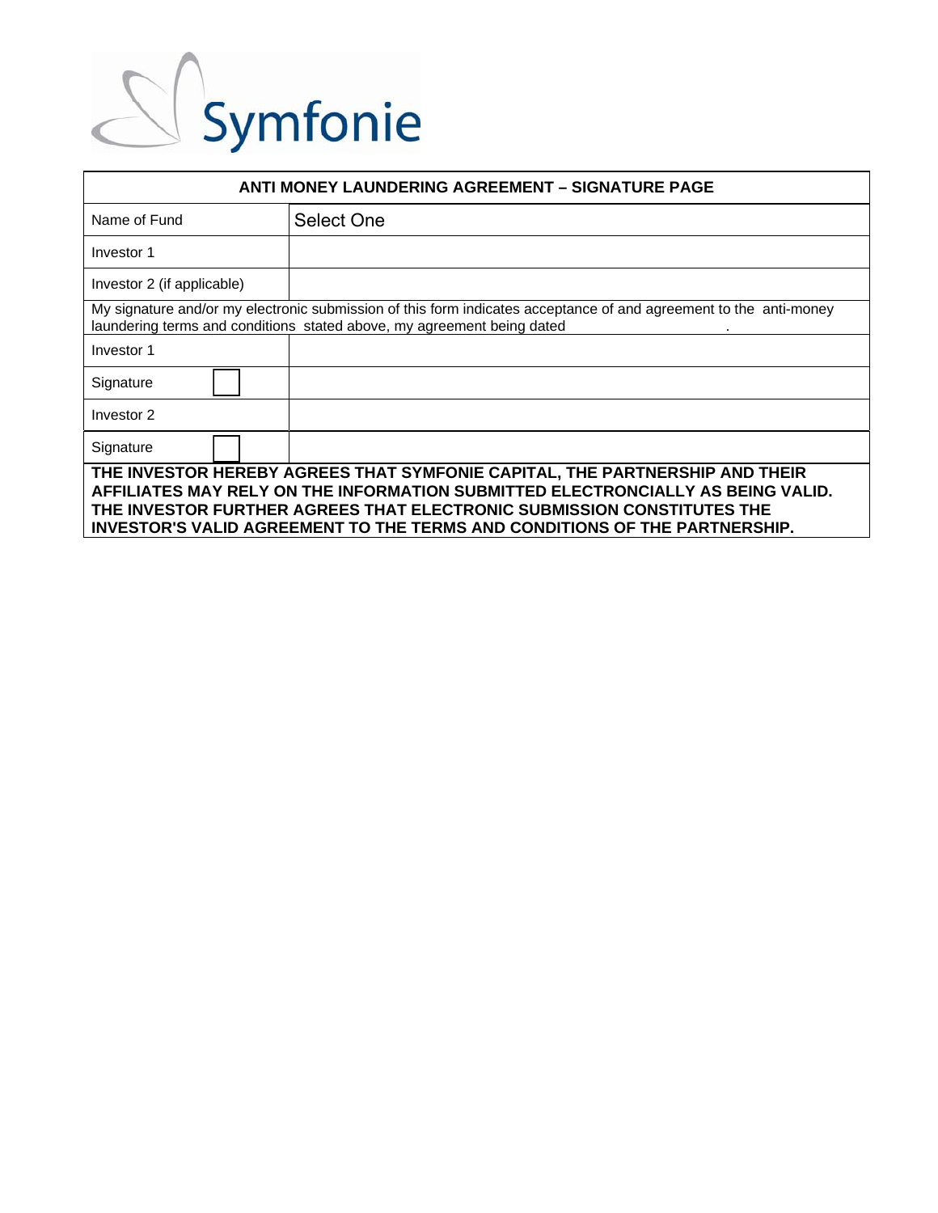Symfonie

| ANTI MONEY LAUNDERING AGREEMENT – SIGNATURE PAGE | |
|---|---|
| Name of Fund | Select One |
| Investor 1 | |
| Investor 2 (if applicable) | |
| My signature and/or my electronic submission of this form indicates acceptance of and agreement to the anti-money laundering terms and conditions stated above, my agreement being dated . | |
| Investor 1 | |
| Signature ☐ | |
| Investor 2 | |
| Signature ☐ | |
| **THE INVESTOR HEREBY AGREES THAT SYMFONIE CAPITAL, THE PARTNERSHIP AND THEIR AFFILIATES MAY RELY ON THE INFORMATION SUBMITTED ELECTRONCIALLY AS BEING VALID. THE INVESTOR FURTHER AGREES THAT ELECTRONIC SUBMISSION CONSTITUTES THE INVESTOR'S VALID AGREEMENT TO THE TERMS AND CONDITIONS OF THE PARTNERSHIP.** | |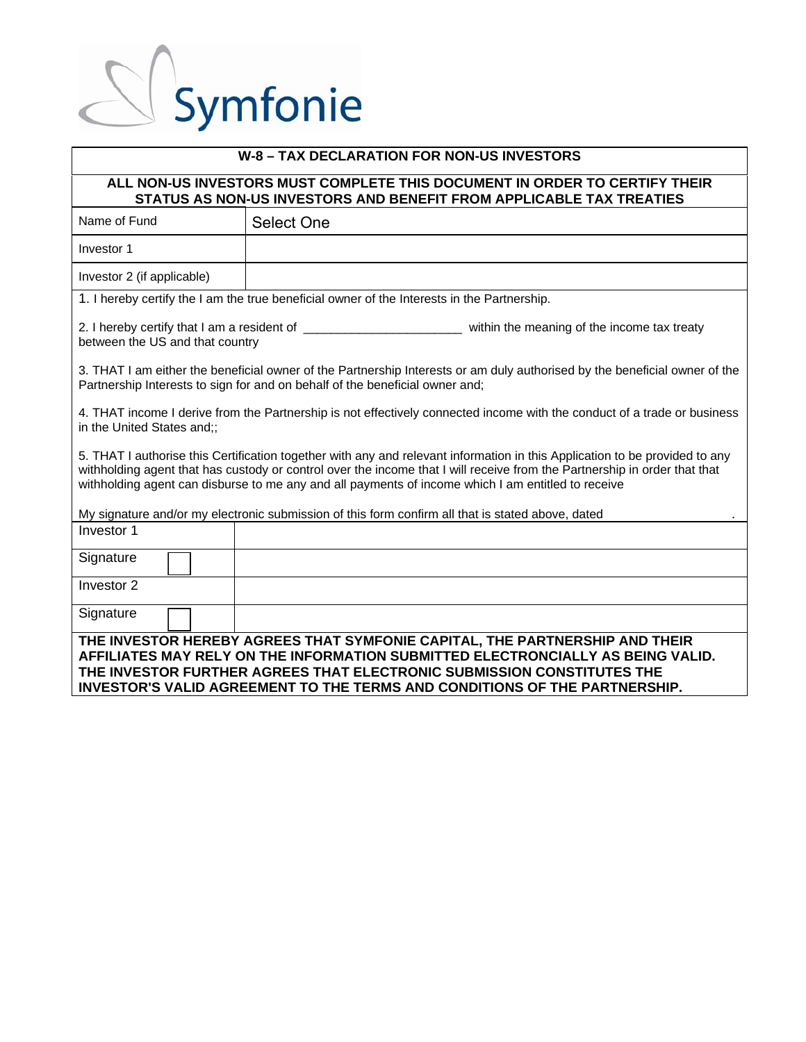Symfonie

| W-8 – TAX DECLARATION FOR NON-US INVESTORS | |
|---|---|
| **ALL NON-US INVESTORS MUST COMPLETE THIS DOCUMENT IN ORDER TO CERTIFY THEIR STATUS AS NON-US INVESTORS AND BENEFIT FROM APPLICABLE TAX TREATIES** | |
| Name of Fund | Select One |
| Investor 1 | |
| Investor 2 (if applicable) | |

1. I hereby certify the I am the true beneficial owner of the Interests in the Partnership.

2. I hereby certify that I am a resident of _______________________ within the meaning of the income tax treaty between the US and that country

3. THAT I am either the beneficial owner of the Partnership Interests or am duly authorised by the beneficial owner of the Partnership Interests to sign for and on behalf of the beneficial owner and;

4. THAT income I derive from the Partnership is not effectively connected income with the conduct of a trade or business in the United States and;;

5. THAT I authorise this Certification together with any and relevant information in this Application to be provided to any withholding agent that has custody or control over the income that I will receive from the Partnership in order that that withholding agent can disburse to me any and all payments of income which I am entitled to receive

My signature and/or my electronic submission of this form confirm all that is stated above, dated .

| Investor 1 | |
|---|---|
| Signature ☐ | |
| Investor 2 | |
| Signature ☐ | |

**THE INVESTOR HEREBY AGREES THAT SYMFONIE CAPITAL, THE PARTNERSHIP AND THEIR AFFILIATES MAY RELY ON THE INFORMATION SUBMITTED ELECTRONCIALLY AS BEING VALID. THE INVESTOR FURTHER AGREES THAT ELECTRONIC SUBMISSION CONSTITUTES THE INVESTOR'S VALID AGREEMENT TO THE TERMS AND CONDITIONS OF THE PARTNERSHIP.**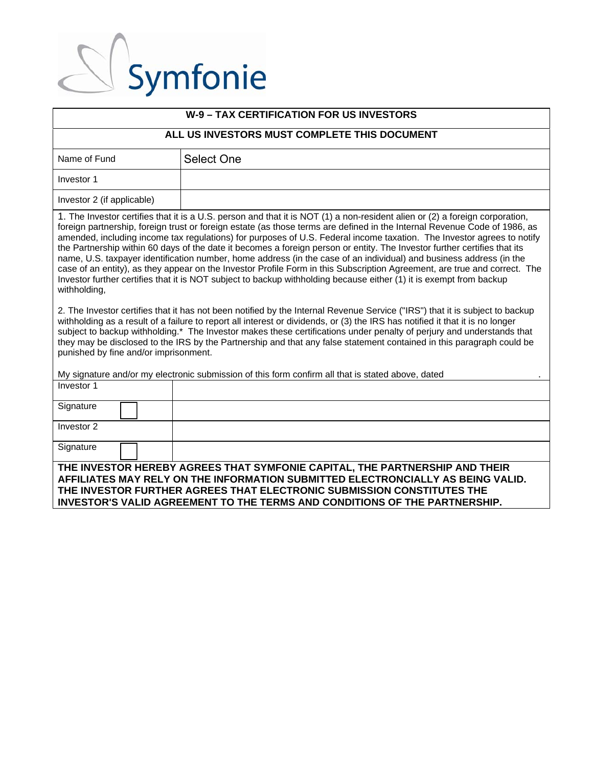Symfonie

| W-9 – TAX CERTIFICATION FOR US INVESTORS | |
|---|---|
| **ALL US INVESTORS MUST COMPLETE THIS DOCUMENT** | |
| Name of Fund | Select One |
| Investor 1 | |
| Investor 2 (if applicable) | |

1. The Investor certifies that it is a U.S. person and that it is NOT (1) a non-resident alien or (2) a foreign corporation, foreign partnership, foreign trust or foreign estate (as those terms are defined in the Internal Revenue Code of 1986, as amended, including income tax regulations) for purposes of U.S. Federal income taxation. The Investor agrees to notify the Partnership within 60 days of the date it becomes a foreign person or entity. The Investor further certifies that its name, U.S. taxpayer identification number, home address (in the case of an individual) and business address (in the case of an entity), as they appear on the Investor Profile Form in this Subscription Agreement, are true and correct. The Investor further certifies that it is NOT subject to backup withholding because either (1) it is exempt from backup withholding,

2. The Investor certifies that it has not been notified by the Internal Revenue Service ("IRS") that it is subject to backup withholding as a result of a failure to report all interest or dividends, or (3) the IRS has notified it that it is no longer subject to backup withholding.* The Investor makes these certifications under penalty of perjury and understands that they may be disclosed to the IRS by the Partnership and that any false statement contained in this paragraph could be punished by fine and/or imprisonment.

My signature and/or my electronic submission of this form confirm all that is stated above, dated .

| | |
|---|---|
| Investor 1 | |
| Signature ☐ | |
| Investor 2 | |
| Signature ☐ | |

**THE INVESTOR HEREBY AGREES THAT SYMFONIE CAPITAL, THE PARTNERSHIP AND THEIR AFFILIATES MAY RELY ON THE INFORMATION SUBMITTED ELECTRONCIALLY AS BEING VALID. THE INVESTOR FURTHER AGREES THAT ELECTRONIC SUBMISSION CONSTITUTES THE INVESTOR'S VALID AGREEMENT TO THE TERMS AND CONDITIONS OF THE PARTNERSHIP.**